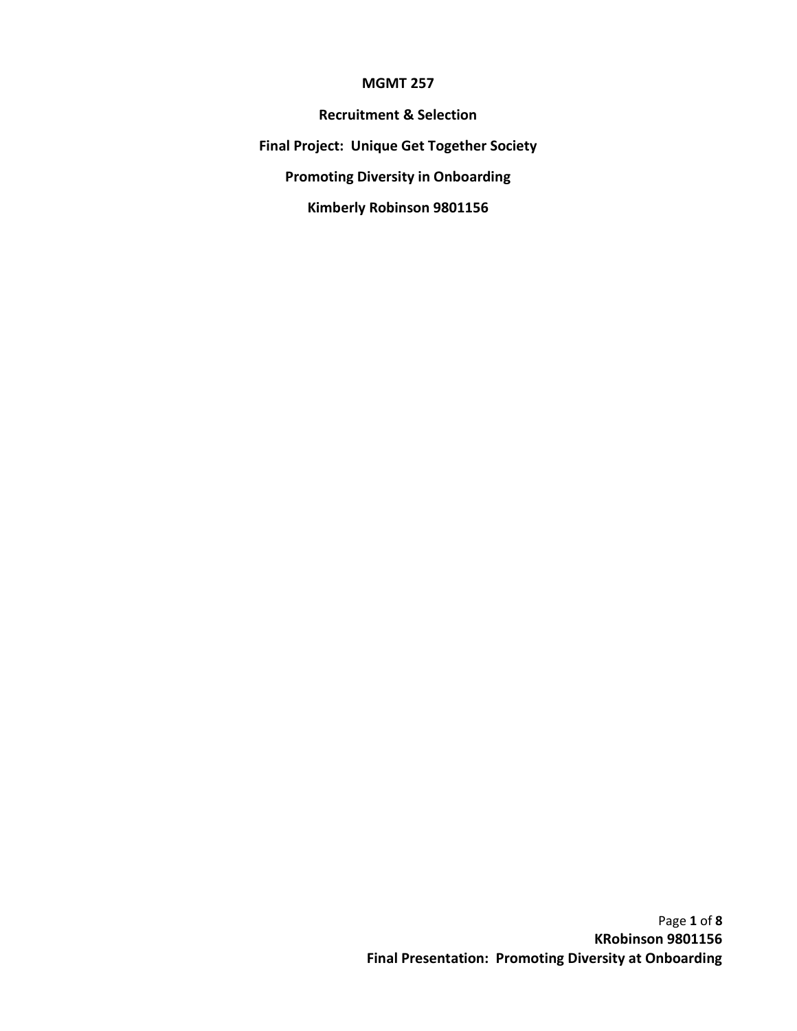**MGMT 257**

**Recruitment & Selection**

**Final Project: Unique Get Together Society**

**Promoting Diversity in Onboarding**

**Kimberly Robinson 9801156**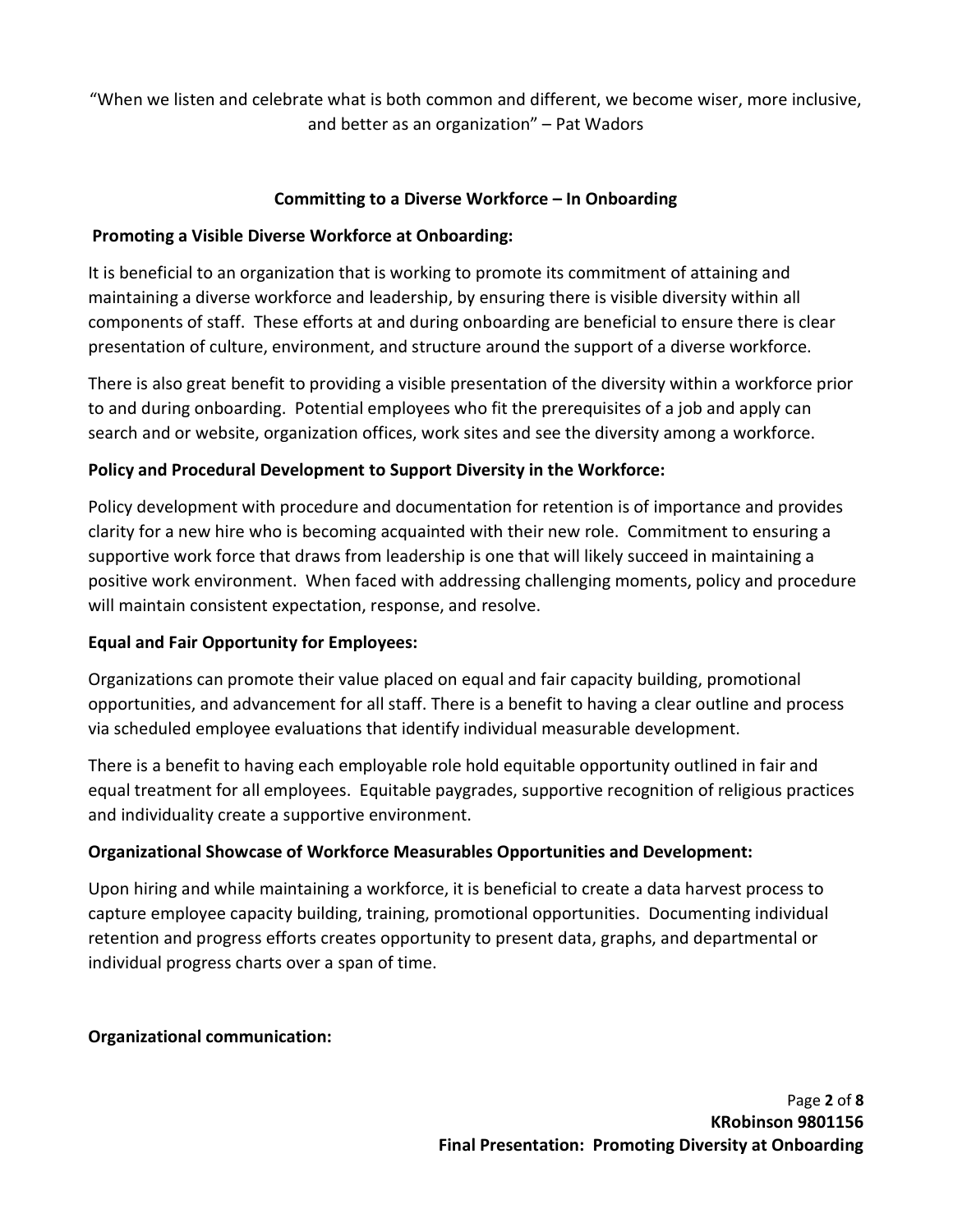"When we listen and celebrate what is both common and different, we become wiser, more inclusive, and better as an organization" – Pat Wadors

## Committing to a Diverse Workforce – In Onboarding

### Promoting a Visible Diverse Workforce at Onboarding:

It is beneficial to an organization that is working to promote its commitment of attaining and maintaining a diverse workforce and leadership, by ensuring there is visible diversity within all components of staff. These efforts at and during onboarding are beneficial to ensure there is clear presentation of culture, environment, and structure around the support of a diverse workforce.

There is also great benefit to providing a visible presentation of the diversity within a workforce prior to and during onboarding. Potential employees who fit the prerequisites of a job and apply can search and or website, organization offices, work sites and see the diversity among a workforce.

### Policy and Procedural Development to Support Diversity in the Workforce:

Policy development with procedure and documentation for retention is of importance and provides clarity for a new hire who is becoming acquainted with their new role. Commitment to ensuring a supportive work force that draws from leadership is one that will likely succeed in maintaining a positive work environment. When faced with addressing challenging moments, policy and procedure will maintain consistent expectation, response, and resolve.

### Equal and Fair Opportunity for Employees:

Organizations can promote their value placed on equal and fair capacity building, promotional opportunities, and advancement for all staff. There is a benefit to having a clear outline and process via scheduled employee evaluations that identify individual measurable development.

There is a benefit to having each employable role hold equitable opportunity outlined in fair and equal treatment for all employees. Equitable paygrades, supportive recognition of religious practices and individuality create a supportive environment.

### Organizational Showcase of Workforce Measurables Opportunities and Development:

Upon hiring and while maintaining a workforce, it is beneficial to create a data harvest process to capture employee capacity building, training, promotional opportunities. Documenting individual retention and progress efforts creates opportunity to present data, graphs, and departmental or individual progress charts over a span of time.

### Organizational communication: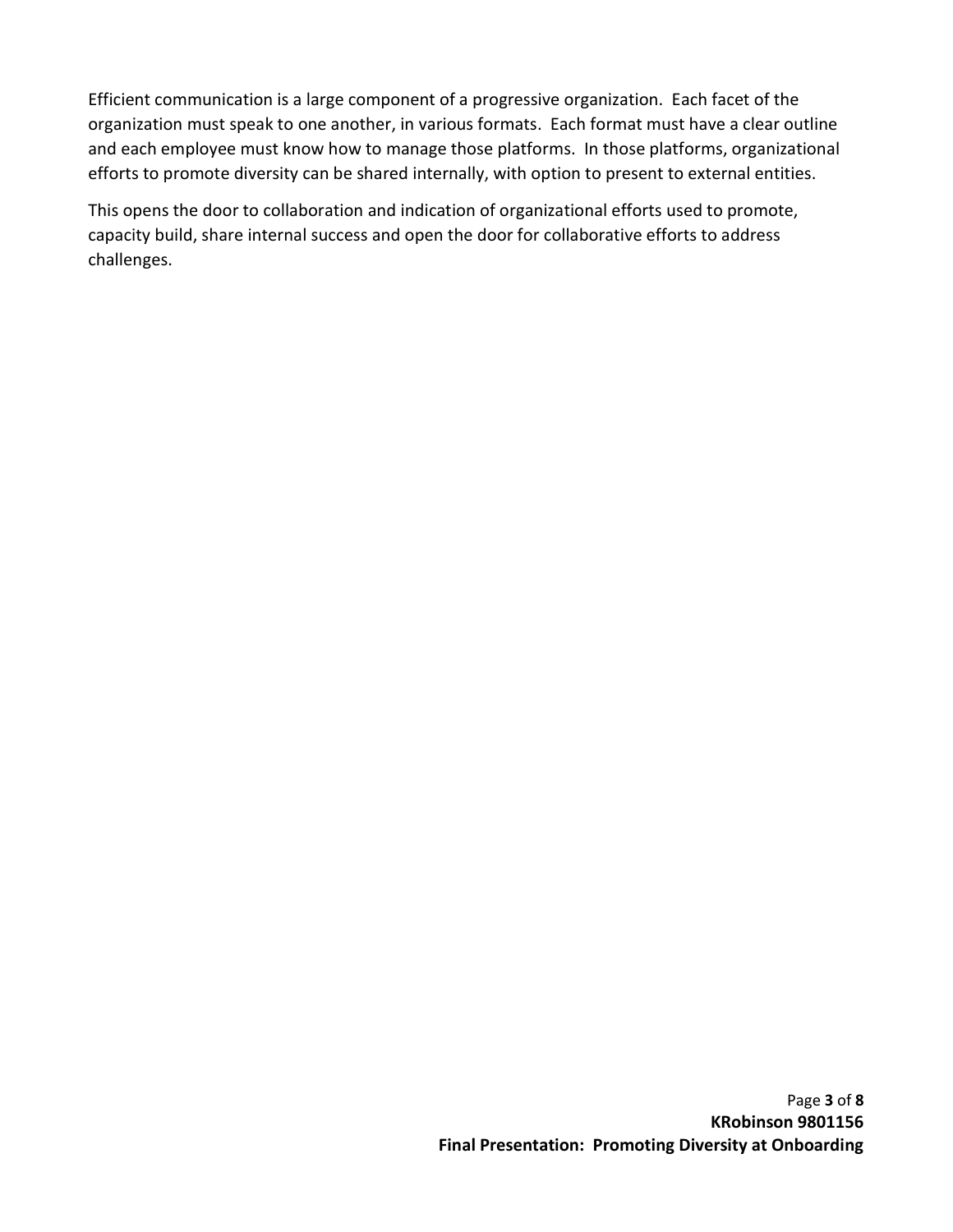Efficient communication is a large component of a progressive organization. Each facet of the organization must speak to one another, in various formats. Each format must have a clear outline and each employee must know how to manage those platforms. In those platforms, organizational efforts to promote diversity can be shared internally, with option to present to external entities.

This opens the door to collaboration and indication of organizational efforts used to promote, capacity build, share internal success and open the door for collaborative efforts to address challenges.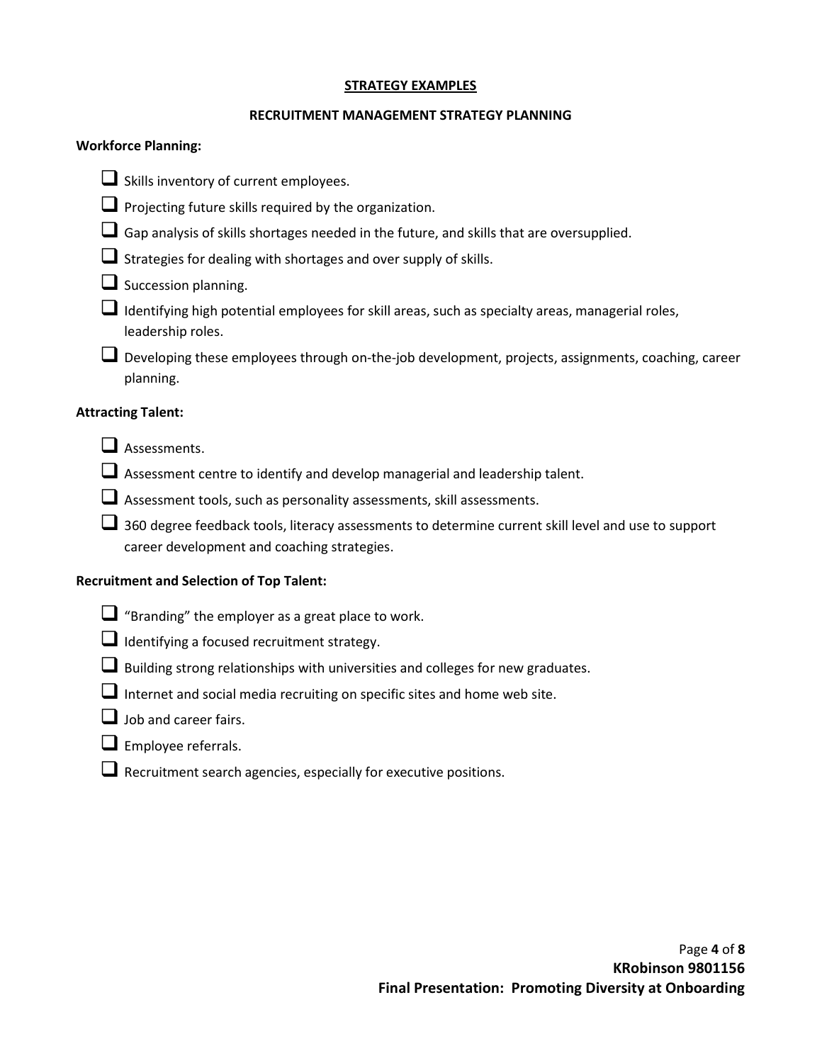## STRATEGY EXAMPLES

### RECRUITMENT MANAGEMENT STRATEGY PLANNING

**Workforce Planning:**

- [ ] Skills inventory of current employees.
- [ ] Projecting future skills required by the organization.
- [ ] Gap analysis of skills shortages needed in the future, and skills that are oversupplied.
- [ ] Strategies for dealing with shortages and over supply of skills.
- [ ] Succession planning.
- [ ] Identifying high potential employees for skill areas, such as specialty areas, managerial roles, leadership roles.
- [ ] Developing these employees through on-the-job development, projects, assignments, coaching, career planning.

**Attracting Talent:**

- [ ] Assessments.
- [ ] Assessment centre to identify and develop managerial and leadership talent.
- [ ] Assessment tools, such as personality assessments, skill assessments.
- [ ] 360 degree feedback tools, literacy assessments to determine current skill level and use to support career development and coaching strategies.

**Recruitment and Selection of Top Talent:**

- [ ] "Branding" the employer as a great place to work.
- [ ] Identifying a focused recruitment strategy.
- [ ] Building strong relationships with universities and colleges for new graduates.
- [ ] Internet and social media recruiting on specific sites and home web site.
- [ ] Job and career fairs.
- [ ] Employee referrals.
- [ ] Recruitment search agencies, especially for executive positions.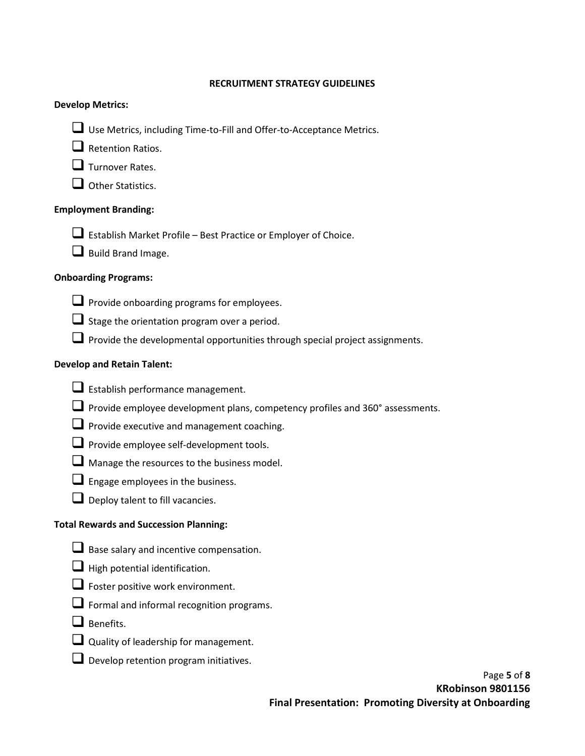## RECRUITMENT STRATEGY GUIDELINES

**Develop Metrics:**

- [ ] Use Metrics, including Time-to-Fill and Offer-to-Acceptance Metrics.
- [ ] Retention Ratios.
- [ ] Turnover Rates.
- [ ] Other Statistics.

**Employment Branding:**

- [ ] Establish Market Profile – Best Practice or Employer of Choice.
- [ ] Build Brand Image.

**Onboarding Programs:**

- [ ] Provide onboarding programs for employees.
- [ ] Stage the orientation program over a period.
- [ ] Provide the developmental opportunities through special project assignments.

**Develop and Retain Talent:**

- [ ] Establish performance management.
- [ ] Provide employee development plans, competency profiles and 360° assessments.
- [ ] Provide executive and management coaching.
- [ ] Provide employee self-development tools.
- [ ] Manage the resources to the business model.
- [ ] Engage employees in the business.
- [ ] Deploy talent to fill vacancies.

**Total Rewards and Succession Planning:**

- [ ] Base salary and incentive compensation.
- [ ] High potential identification.
- [ ] Foster positive work environment.
- [ ] Formal and informal recognition programs.
- [ ] Benefits.
- [ ] Quality of leadership for management.
- [ ] Develop retention program initiatives.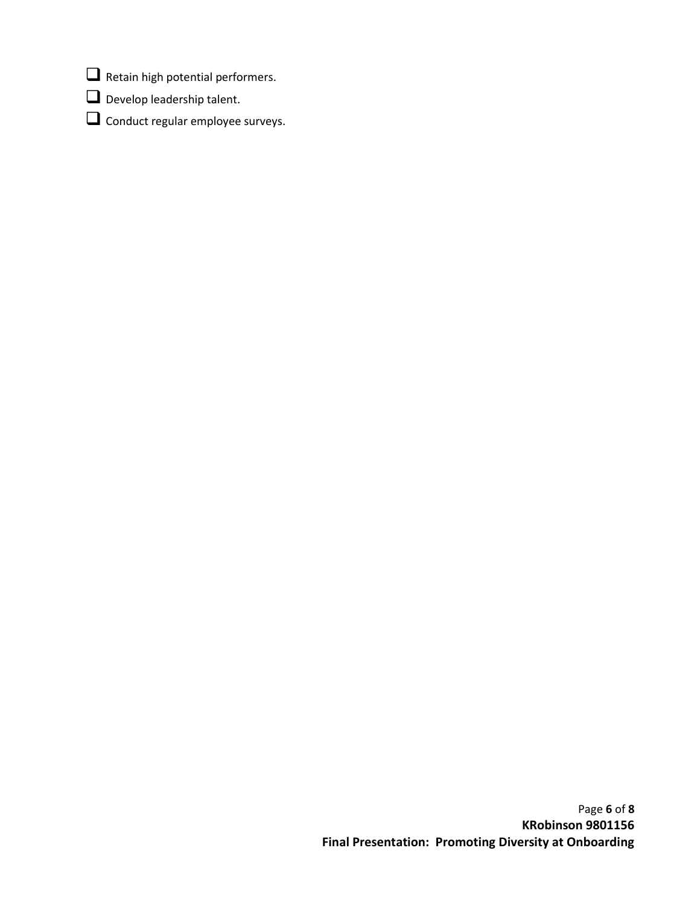- [ ] Retain high potential performers.
- [ ] Develop leadership talent.
- [ ] Conduct regular employee surveys.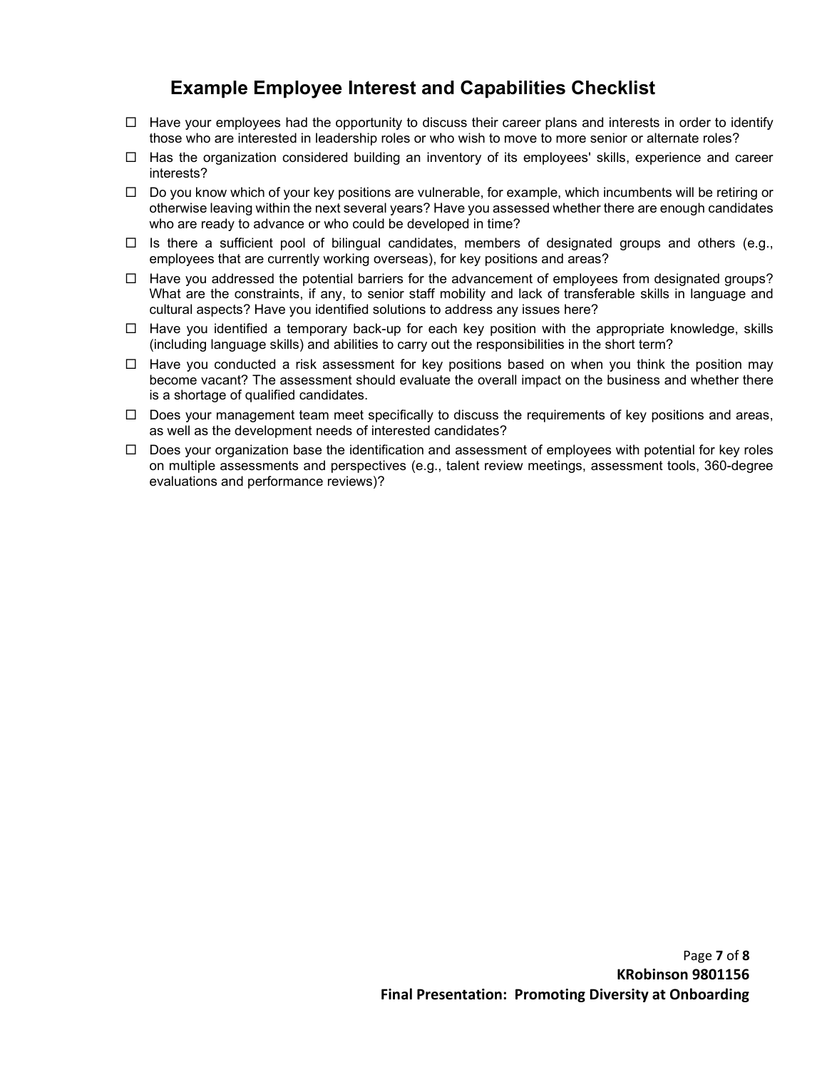## Example Employee Interest and Capabilities Checklist

- ☐ Have your employees had the opportunity to discuss their career plans and interests in order to identify those who are interested in leadership roles or who wish to move to more senior or alternate roles?
- ☐ Has the organization considered building an inventory of its employees' skills, experience and career interests?
- ☐ Do you know which of your key positions are vulnerable, for example, which incumbents will be retiring or otherwise leaving within the next several years? Have you assessed whether there are enough candidates who are ready to advance or who could be developed in time?
- ☐ Is there a sufficient pool of bilingual candidates, members of designated groups and others (e.g., employees that are currently working overseas), for key positions and areas?
- ☐ Have you addressed the potential barriers for the advancement of employees from designated groups? What are the constraints, if any, to senior staff mobility and lack of transferable skills in language and cultural aspects? Have you identified solutions to address any issues here?
- ☐ Have you identified a temporary back-up for each key position with the appropriate knowledge, skills (including language skills) and abilities to carry out the responsibilities in the short term?
- ☐ Have you conducted a risk assessment for key positions based on when you think the position may become vacant? The assessment should evaluate the overall impact on the business and whether there is a shortage of qualified candidates.
- ☐ Does your management team meet specifically to discuss the requirements of key positions and areas, as well as the development needs of interested candidates?
- ☐ Does your organization base the identification and assessment of employees with potential for key roles on multiple assessments and perspectives (e.g., talent review meetings, assessment tools, 360-degree evaluations and performance reviews)?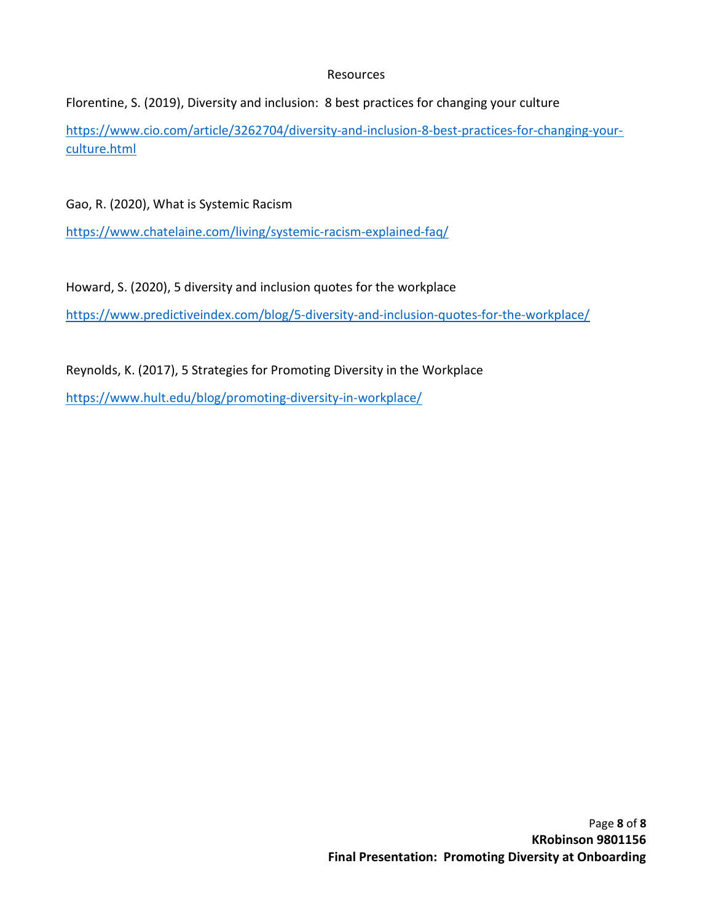## Resources

Florentine, S. (2019), Diversity and inclusion: 8 best practices for changing your culture

https://www.cio.com/article/3262704/diversity-and-inclusion-8-best-practices-for-changing-your-culture.html

Gao, R. (2020), What is Systemic Racism

https://www.chatelaine.com/living/systemic-racism-explained-faq/

Howard, S. (2020), 5 diversity and inclusion quotes for the workplace

https://www.predictiveindex.com/blog/5-diversity-and-inclusion-quotes-for-the-workplace/

Reynolds, K. (2017), 5 Strategies for Promoting Diversity in the Workplace

https://www.hult.edu/blog/promoting-diversity-in-workplace/